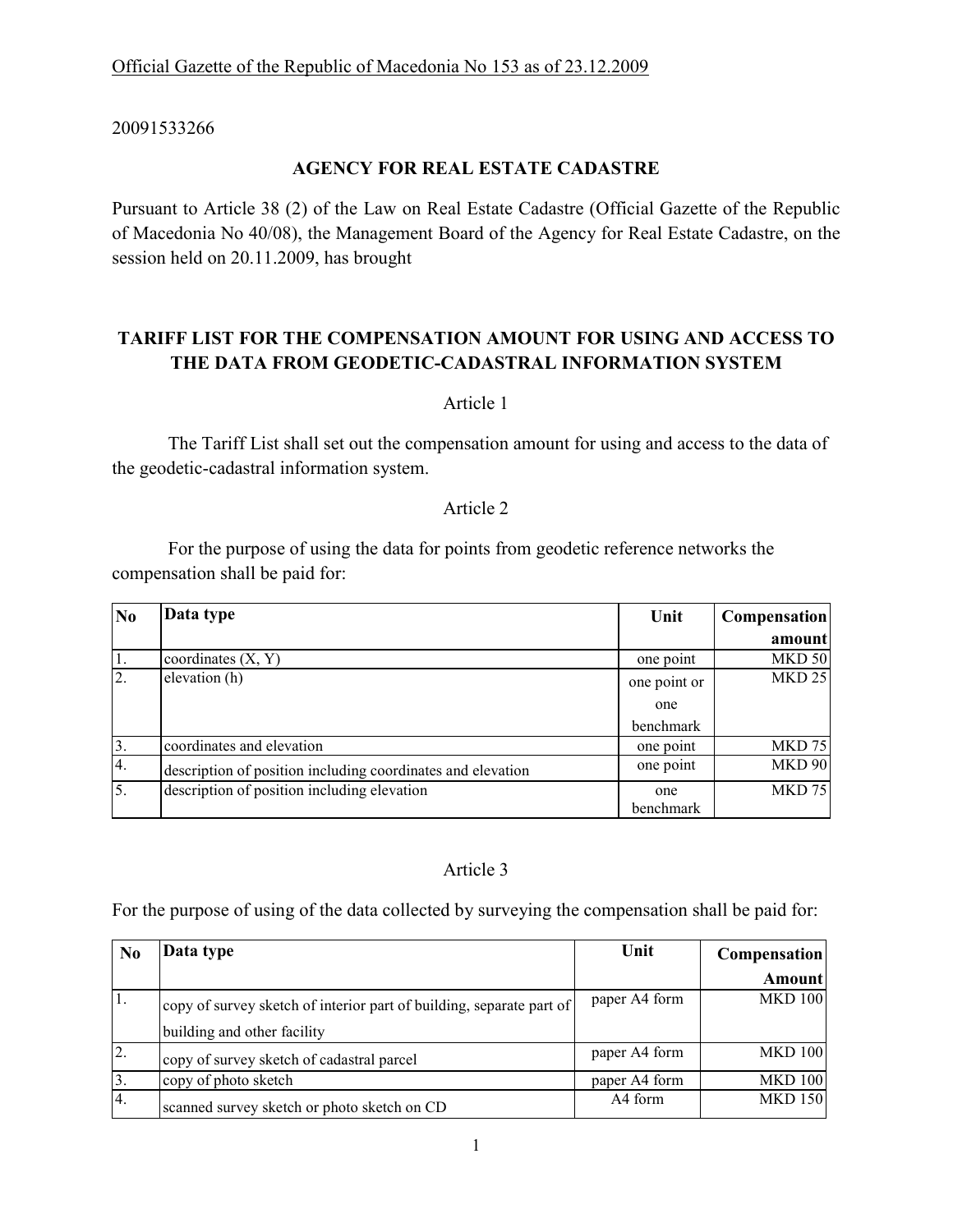Official Gazette of the Republic of Macedonia No 153 as of 23.12.2009

20091533266

**AGENCY FOR REAL ESTATE CADASTRE**

Pursuant to Article 38 (2) of the Law on Real Estate Cadastre (Official Gazette of the Republic of Macedonia No 40/08), the Management Board of the Agency for Real Estate Cadastre, on the session held on 20.11.2009, has brought

## TARIFF LIST FOR THE COMPENSATION AMOUNT FOR USING AND ACCESS TO THE DATA FROM GEODETIC-CADASTRAL INFORMATION SYSTEM

Article 1

The Tariff List shall set out the compensation amount for using and access to the data of the geodetic-cadastral information system.

Article 2

For the purpose of using the data for points from geodetic reference networks the compensation shall be paid for:

| No | Data type | Unit | Compensation amount |
|---|---|---|---|
| 1. | coordinates (X, Y) | one point | MKD 50 |
| 2. | elevation (h) | one point or one benchmark | MKD 25 |
| 3. | coordinates and elevation | one point | MKD 75 |
| 4. | description of position including coordinates and elevation | one point | MKD 90 |
| 5. | description of position including elevation | one benchmark | MKD 75 |

Article 3

For the purpose of using of the data collected by surveying the compensation shall be paid for:

| No | Data type | Unit | Compensation Amount |
|---|---|---|---|
| 1. | copy of survey sketch of interior part of building, separate part of building and other facility | paper A4 form | MKD 100 |
| 2. | copy of survey sketch of cadastral parcel | paper A4 form | MKD 100 |
| 3. | copy of photo sketch | paper A4 form | MKD 100 |
| 4. | scanned survey sketch or photo sketch on CD | A4 form | MKD 150 |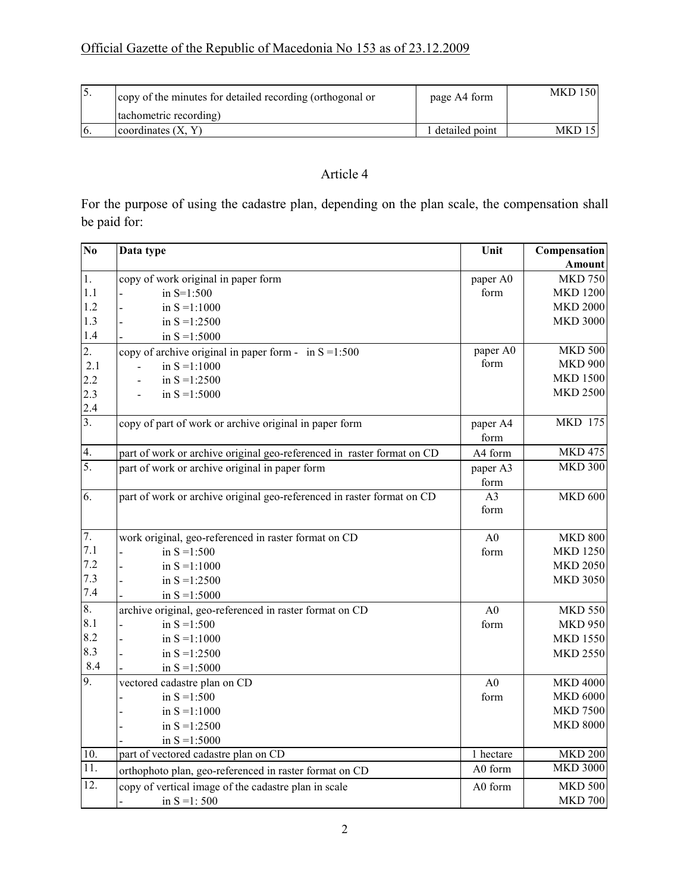| 5. | copy of the minutes for detailed recording (orthogonal or tachometric recording) | page A4 form | MKD 150 |
|---|---|---|---|
| 6. | coordinates (X, Y) | 1 detailed point | MKD 15 |

## Article 4

For the purpose of using the cadastre plan, depending on the plan scale, the compensation shall be paid for:

| No | Data type | Unit | Compensation Amount |
|---|---|---|---|
| 1. | copy of work original in paper form | paper A0 form | MKD 750 |
| 1.1 | - in S=1:500 | | MKD 1200 |
| 1.2 | - in S =1:1000 | | MKD 2000 |
| 1.3 | - in S =1:2500 | | MKD 3000 |
| 1.4 | - in S =1:5000 | | |
| 2. | copy of archive original in paper form - in S =1:500 | paper A0 form | MKD 500 |
| 2.1 | - in S =1:1000 | | MKD 900 |
| 2.2 | - in S =1:2500 | | MKD 1500 |
| 2.3 | - in S =1:5000 | | MKD 2500 |
| 2.4 | | | |
| 3. | copy of part of work or archive original in paper form | paper A4 form | MKD 175 |
| 4. | part of work or archive original geo-referenced in raster format on CD | A4 form | MKD 475 |
| 5. | part of work or archive original in paper form | paper A3 form | MKD 300 |
| 6. | part of work or archive original geo-referenced in raster format on CD | A3 form | MKD 600 |
| 7. | work original, geo-referenced in raster format on CD | A0 form | MKD 800 |
| 7.1 | - in S =1:500 | | MKD 1250 |
| 7.2 | - in S =1:1000 | | MKD 2050 |
| 7.3 | - in S =1:2500 | | MKD 3050 |
| 7.4 | - in S =1:5000 | | |
| 8. | archive original, geo-referenced in raster format on CD | A0 form | MKD 550 |
| 8.1 | - in S =1:500 | | MKD 950 |
| 8.2 | - in S =1:1000 | | MKD 1550 |
| 8.3 | - in S =1:2500 | | MKD 2550 |
| 8.4 | - in S =1:5000 | | |
| 9. | vectored cadastre plan on CD | A0 form | MKD 4000 |
| | - in S =1:500 | | MKD 6000 |
| | - in S =1:1000 | | MKD 7500 |
| | - in S =1:2500 | | MKD 8000 |
| | - in S =1:5000 | | |
| 10. | part of vectored cadastre plan on CD | 1 hectare | MKD 200 |
| 11. | orthophoto plan, geo-referenced in raster format on CD | A0 form | MKD 3000 |
| 12. | copy of vertical image of the cadastre plan in scale | A0 form | MKD 500 |
| | - in S =1: 500 | | MKD 700 |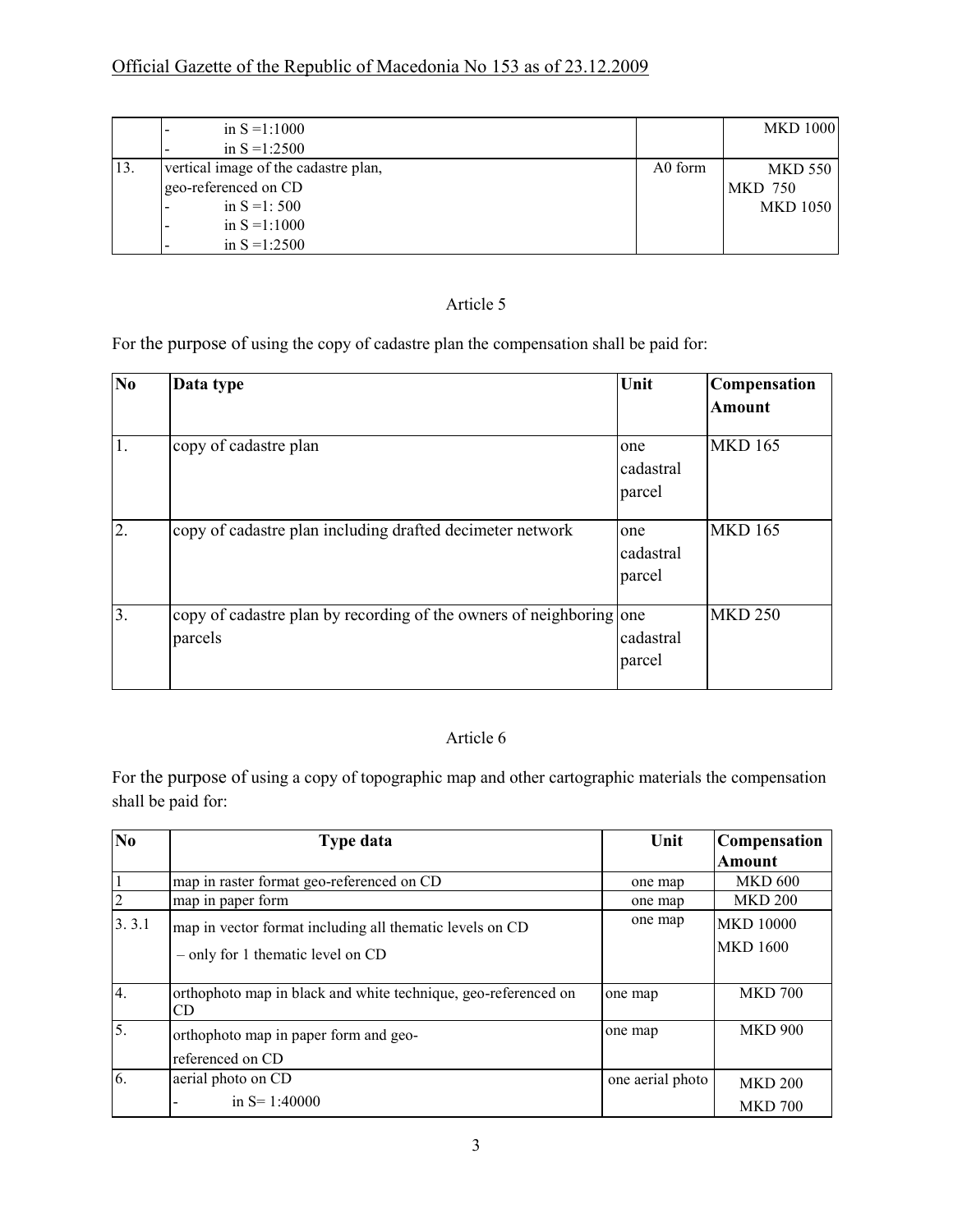| | | | |
|---|---|---|---|
| | - in S =1:1000<br>- in S =1:2500 | | MKD 1000 |
| 13. | vertical image of the cadastre plan, geo-referenced on CD<br>- in S =1: 500<br>- in S =1:1000<br>- in S =1:2500 | A0 form | MKD 550<br>MKD 750<br>MKD 1050 |

Article 5

For the purpose of using the copy of cadastre plan the compensation shall be paid for:

| No | Data type | Unit | Compensation Amount |
|---|---|---|---|
| 1. | copy of cadastre plan | one cadastral parcel | MKD 165 |
| 2. | copy of cadastre plan including drafted decimeter network | one cadastral parcel | MKD 165 |
| 3. | copy of cadastre plan by recording of the owners of neighboring parcels | one cadastral parcel | MKD 250 |

Article 6

For the purpose of using a copy of topographic map and other cartographic materials the compensation shall be paid for:

| No | Type data | Unit | Compensation Amount |
|---|---|---|---|
| 1 | map in raster format geo-referenced on CD | one map | MKD 600 |
| 2 | map in paper form | one map | MKD 200 |
| 3. 3.1 | map in vector format including all thematic levels on CD<br>– only for 1 thematic level on CD | one map | MKD 10000<br>MKD 1600 |
| 4. | orthophoto map in black and white technique, geo-referenced on CD | one map | MKD 700 |
| 5. | orthophoto map in paper form and geo-referenced on CD | one map | MKD 900 |
| 6. | aerial photo on CD<br>- in S= 1:40000 | one aerial photo | MKD 200<br>MKD 700 |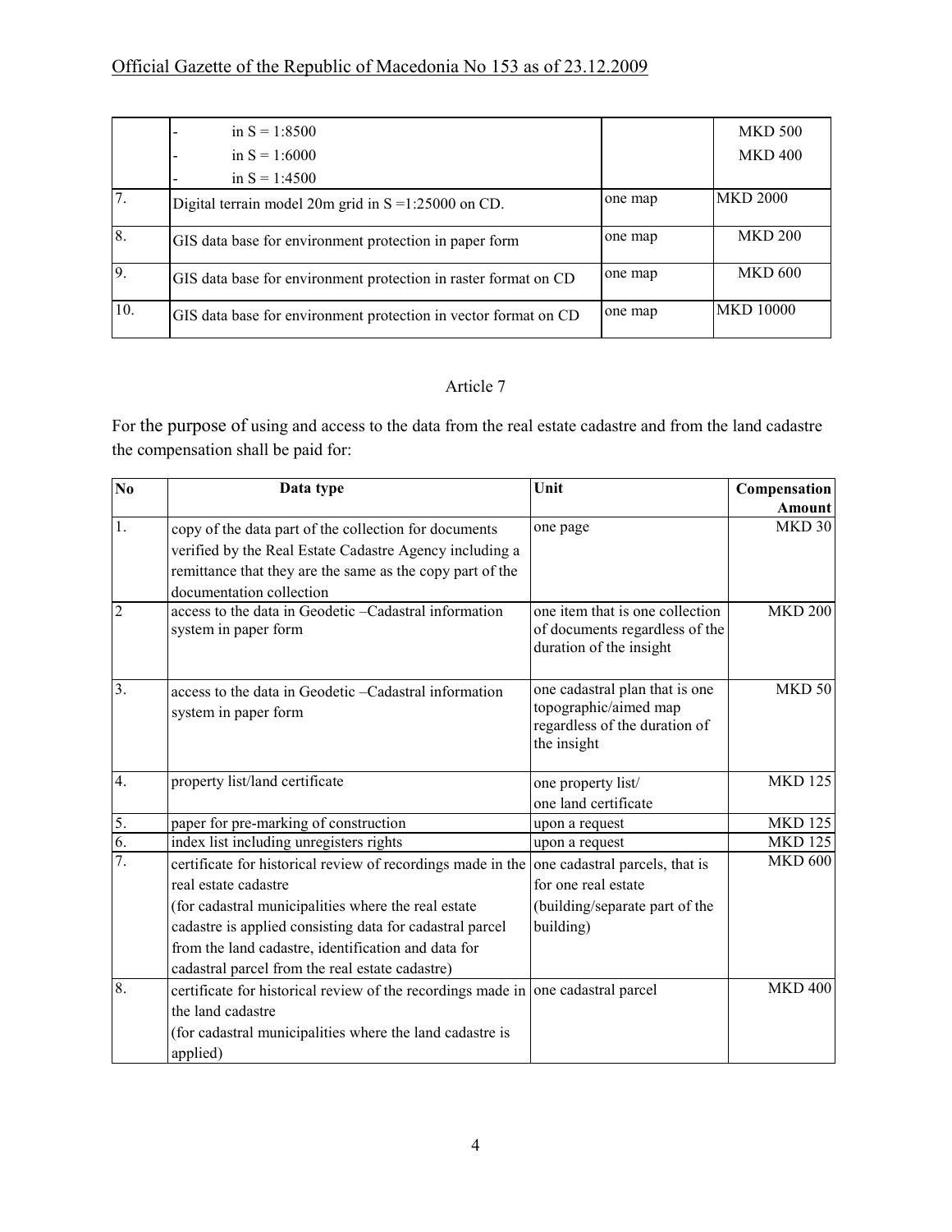| | | | |
|---|---|---|---|
| | - in S = 1:8500<br>- in S = 1:6000<br>- in S = 1:4500 | | MKD 500<br>MKD 400 |
| 7. | Digital terrain model 20m grid in S =1:25000 on CD. | one map | MKD 2000 |
| 8. | GIS data base for environment protection in paper form | one map | MKD 200 |
| 9. | GIS data base for environment protection in raster format on CD | one map | MKD 600 |
| 10. | GIS data base for environment protection in vector format on CD | one map | MKD 10000 |

Article 7

For the purpose of using and access to the data from the real estate cadastre and from the land cadastre the compensation shall be paid for:

| No | Data type | Unit | Compensation Amount |
|---|---|---|---|
| 1. | copy of the data part of the collection for documents verified by the Real Estate Cadastre Agency including a remittance that they are the same as the copy part of the documentation collection | one page | MKD 30 |
| 2 | access to the data in Geodetic –Cadastral information system in paper form | one item that is one collection of documents regardless of the duration of the insight | MKD 200 |
| 3. | access to the data in Geodetic –Cadastral information system in paper form | one cadastral plan that is one topographic/aimed map regardless of the duration of the insight | MKD 50 |
| 4. | property list/land certificate | one property list/ one land certificate | MKD 125 |
| 5. | paper for pre-marking of construction | upon a request | MKD 125 |
| 6. | index list including unregisters rights | upon a request | MKD 125 |
| 7. | certificate for historical review of recordings made in the real estate cadastre (for cadastral municipalities where the real estate cadastre is applied consisting data for cadastral parcel from the land cadastre, identification and data for cadastral parcel from the real estate cadastre) | one cadastral parcels, that is for one real estate (building/separate part of the building) | MKD 600 |
| 8. | certificate for historical review of the recordings made in the land cadastre (for cadastral municipalities where the land cadastre is applied) | one cadastral parcel | MKD 400 |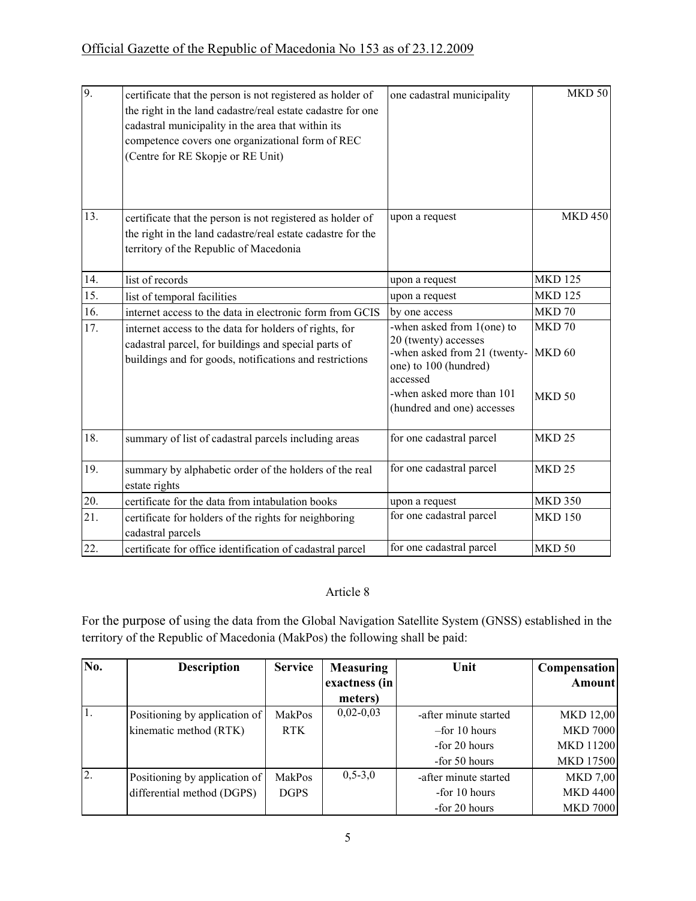| | | | |
|---|---|---|---|
| 9. | certificate that the person is not registered as holder of the right in the land cadastre/real estate cadastre for one cadastral municipality in the area that within its competence covers one organizational form of REC (Centre for RE Skopje or RE Unit) | one cadastral municipality | MKD 50 |
| 13. | certificate that the person is not registered as holder of the right in the land cadastre/real estate cadastre for the territory of the Republic of Macedonia | upon a request | MKD 450 |
| 14. | list of records | upon a request | MKD 125 |
| 15. | list of temporal facilities | upon a request | MKD 125 |
| 16. | internet access to the data in electronic form from GCIS | by one access | MKD 70 |
| 17. | internet access to the data for holders of rights, for cadastral parcel, for buildings and special parts of buildings and for goods, notifications and restrictions | -when asked from 1(one) to 20 (twenty) accesses<br>-when asked from 21 (twenty-one) to 100 (hundred) accessed<br>-when asked more than 101 (hundred and one) accesses | MKD 70<br>MKD 60<br>MKD 50 |
| 18. | summary of list of cadastral parcels including areas | for one cadastral parcel | MKD 25 |
| 19. | summary by alphabetic order of the holders of the real estate rights | for one cadastral parcel | MKD 25 |
| 20. | certificate for the data from intabulation books | upon a request | MKD 350 |
| 21. | certificate for holders of the rights for neighboring cadastral parcels | for one cadastral parcel | MKD 150 |
| 22. | certificate for office identification of cadastral parcel | for one cadastral parcel | MKD 50 |

## Article 8

For the purpose of using the data from the Global Navigation Satellite System (GNSS) established in the territory of the Republic of Macedonia (MakPos) the following shall be paid:

| No. | Description | Service | Measuring exactness (in meters) | Unit | Compensation Amount |
|---|---|---|---|---|---|
| 1. | Positioning by application of kinematic method (RTK) | MakPos RTK | 0,02-0,03 | -after minute started<br>–for 10 hours<br>-for 20 hours<br>-for 50 hours | MKD 12,00<br>MKD 7000<br>MKD 11200<br>MKD 17500 |
| 2. | Positioning by application of differential method (DGPS) | MakPos DGPS | 0,5-3,0 | -after minute started<br>-for 10 hours<br>-for 20 hours | MKD 7,00<br>MKD 4400<br>MKD 7000 |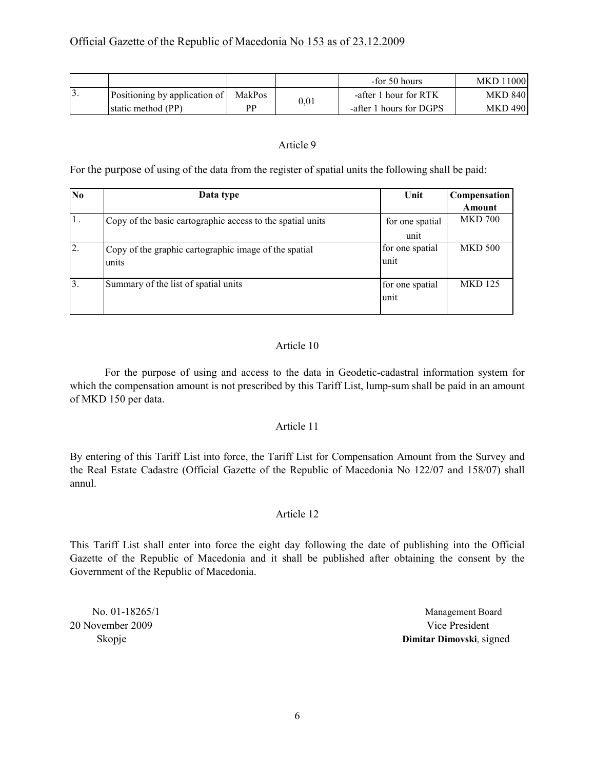| | | | | | |
|---|---|---|---|---|---|
| | | | | -for 50 hours | MKD 11000 |
| 3. | Positioning by application of static method (PP) | MakPos PP | 0,01 | -after 1 hour for RTK<br>-after 1 hours for DGPS | MKD 840<br>MKD 490 |

Article 9

For the purpose of using of the data from the register of spatial units the following shall be paid:

| No | Data type | Unit | Compensation Amount |
|---|---|---|---|
| 1. | Copy of the basic cartographic access to the spatial units | for one spatial unit | MKD 700 |
| 2. | Copy of the graphic cartographic image of the spatial units | for one spatial unit | MKD 500 |
| 3. | Summary of the list of spatial units | for one spatial unit | MKD 125 |

Article 10

For the purpose of using and access to the data in Geodetic-cadastral information system for which the compensation amount is not prescribed by this Tariff List, lump-sum shall be paid in an amount of MKD 150 per data.

Article 11

By entering of this Tariff List into force, the Tariff List for Compensation Amount from the Survey and the Real Estate Cadastre (Official Gazette of the Republic of Macedonia No 122/07 and 158/07) shall annul.

Article 12

This Tariff List shall enter into force the eight day following the date of publishing into the Official Gazette of the Republic of Macedonia and it shall be published after obtaining the consent by the Government of the Republic of Macedonia.

No. 01-18265/1
20 November 2009
Skopje

Management Board
Vice President
**Dimitar Dimovski**, signed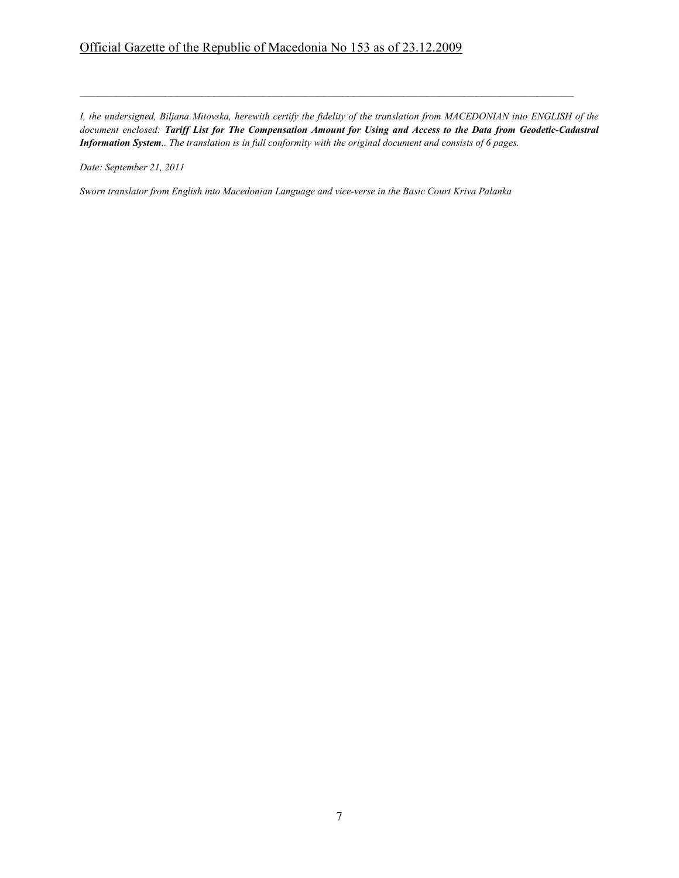*I, the undersigned, Biljana Mitovska, herewith certify the fidelity of the translation from MACEDONIAN into ENGLISH of the document enclosed: **Tariff List for The Compensation Amount for Using and Access to the Data from Geodetic-Cadastral Information System**.. The translation is in full conformity with the original document and consists of 6 pages.*

*Date: September 21, 2011*

*Sworn translator from English into Macedonian Language and vice-verse in the Basic Court Kriva Palanka*